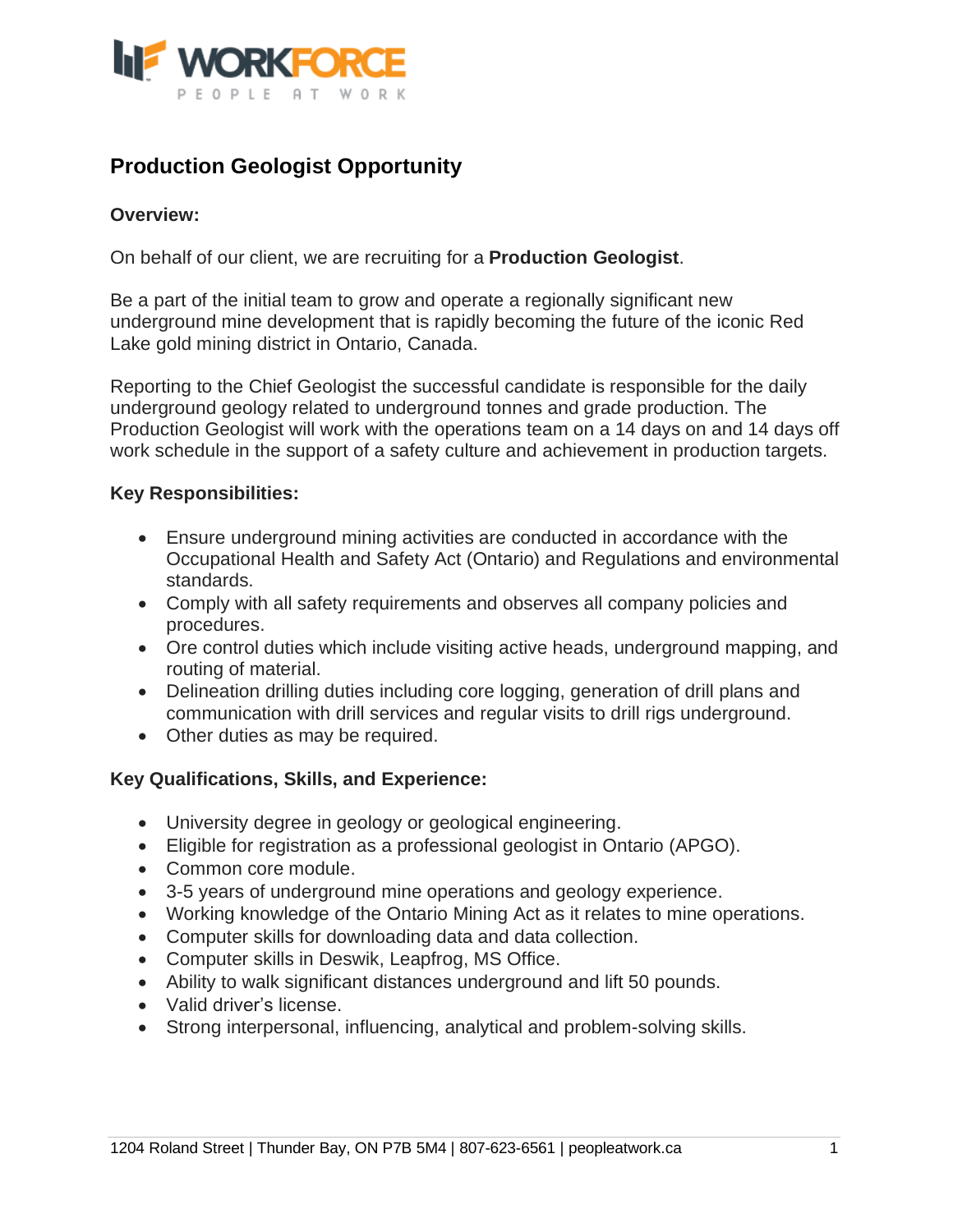# Production Geologist Opportunity

**Overview:**

On behalf of our client, we are recruiting for a **Production Geologist**.

Be a part of the initial team to grow and operate a regionally significant new underground mine development that is rapidly becoming the future of the iconic Red Lake gold mining district in Ontario, Canada.

Reporting to the Chief Geologist the successful candidate is responsible for the daily underground geology related to underground tonnes and grade production. The Production Geologist will work with the operations team on a 14 days on and 14 days off work schedule in the support of a safety culture and achievement in production targets.

**Key Responsibilities:**

- Ensure underground mining activities are conducted in accordance with the Occupational Health and Safety Act (Ontario) and Regulations and environmental standards.
- Comply with all safety requirements and observes all company policies and procedures.
- Ore control duties which include visiting active heads, underground mapping, and routing of material.
- Delineation drilling duties including core logging, generation of drill plans and communication with drill services and regular visits to drill rigs underground.
- Other duties as may be required.

**Key Qualifications, Skills, and Experience:**

- University degree in geology or geological engineering.
- Eligible for registration as a professional geologist in Ontario (APGO).
- Common core module.
- 3-5 years of underground mine operations and geology experience.
- Working knowledge of the Ontario Mining Act as it relates to mine operations.
- Computer skills for downloading data and data collection.
- Computer skills in Deswik, Leapfrog, MS Office.
- Ability to walk significant distances underground and lift 50 pounds.
- Valid driver's license.
- Strong interpersonal, influencing, analytical and problem-solving skills.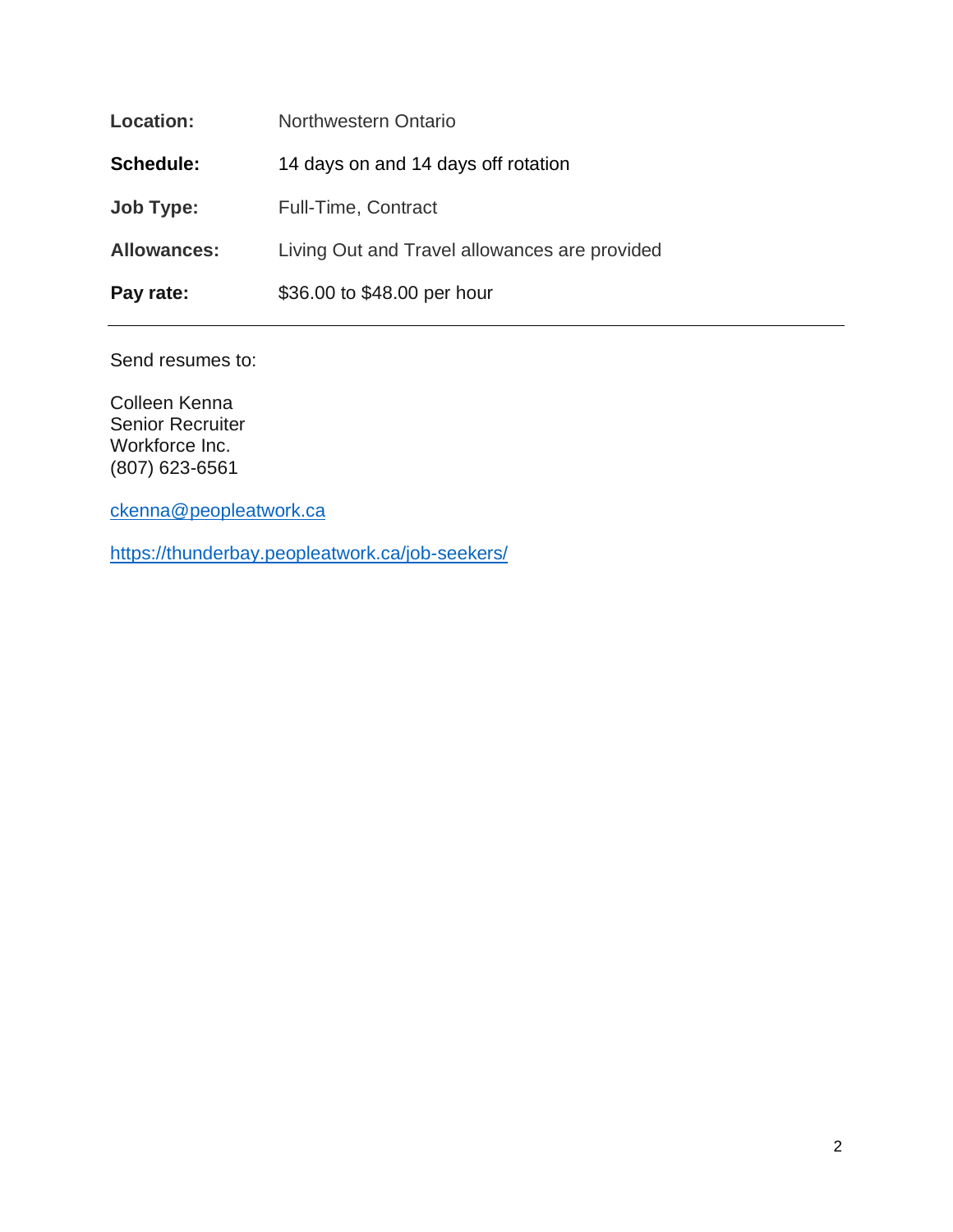| | |
|---|---|
| **Location:** | Northwestern Ontario |
| **Schedule:** | 14 days on and 14 days off rotation |
| **Job Type:** | Full-Time, Contract |
| **Allowances:** | Living Out and Travel allowances are provided |
| **Pay rate:** | $36.00 to $48.00 per hour |

---

Send resumes to:

Colleen Kenna
Senior Recruiter
Workforce Inc.
(807) 623-6561

ckenna@peopleatwork.ca

https://thunderbay.peopleatwork.ca/job-seekers/